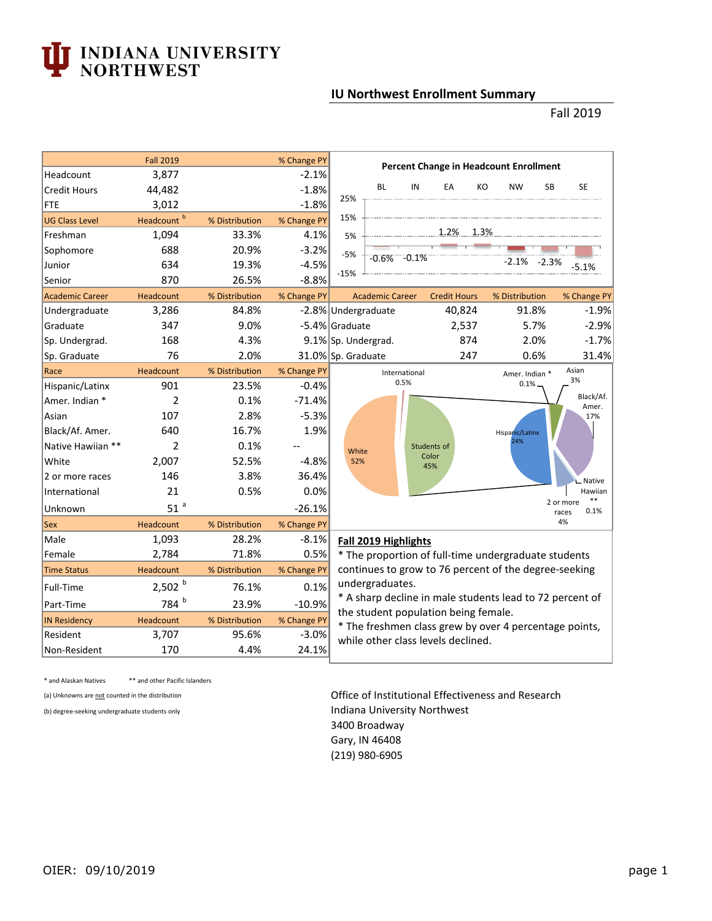# INDIANA UNIVERSITY NORTHWEST

## IU Northwest Enrollment Summary

Fall 2019

| | Fall 2019 | | % Change PY |
|---|---|---|---|
| Headcount | 3,877 | | -2.1% |
| Credit Hours | 44,482 | | -1.8% |
| FTE | 3,012 | | -1.8% |
| **UG Class Level** | **Headcount [b]** | **% Distribution** | **% Change PY** |
| Freshman | 1,094 | 33.3% | 4.1% |
| Sophomore | 688 | 20.9% | -3.2% |
| Junior | 634 | 19.3% | -4.5% |
| Senior | 870 | 26.5% | -8.8% |
| **Academic Career** | **Headcount** | **% Distribution** | **% Change PY** |
| Undergraduate | 3,286 | 84.8% | -2.8% |
| Graduate | 347 | 9.0% | -5.4% |
| Sp. Undergrad. | 168 | 4.3% | 9.1% |
| Sp. Graduate | 76 | 2.0% | 31.0% |
| **Race** | **Headcount** | **% Distribution** | **% Change PY** |
| Hispanic/Latinx | 901 | 23.5% | -0.4% |
| Amer. Indian * | 2 | 0.1% | -71.4% |
| Asian | 107 | 2.8% | -5.3% |
| Black/Af. Amer. | 640 | 16.7% | 1.9% |
| Native Hawiian ** | 2 | 0.1% | -- |
| White | 2,007 | 52.5% | -4.8% |
| 2 or more races | 146 | 3.8% | 36.4% |
| International | 21 | 0.5% | 0.0% |
| Unknown | 51 [a] | | -26.1% |
| **Sex** | **Headcount** | **% Distribution** | **% Change PY** |
| Male | 1,093 | 28.2% | -8.1% |
| Female | 2,784 | 71.8% | 0.5% |
| **Time Status** | **Headcount** | **% Distribution** | **% Change PY** |
| Full-Time | 2,502 [b] | 76.1% | 0.1% |
| Part-Time | 784 [b] | 23.9% | -10.9% |
| **IN Residency** | **Headcount** | **% Distribution** | **% Change PY** |
| Resident | 3,707 | 95.6% | -3.0% |
| Non-Resident | 170 | 4.4% | 24.1% |

**Percent Change in Headcount Enrollment**

| BL | IN | EA | KO | NW | SB | SE |
|---|---|---|---|---|---|---|
| -0.6% | -0.1% | 1.2% | 1.3% | -2.1% | -2.3% | -5.1% |

| Academic Career | Credit Hours | % Distribution | % Change PY |
|---|---|---|---|
| Undergraduate | 40,824 | 91.8% | -1.9% |
| Graduate | 2,537 | 5.7% | -2.9% |
| Sp. Undergrad. | 874 | 2.0% | -1.7% |
| Sp. Graduate | 247 | 0.6% | 31.4% |

White 52%; Students of Color 45%; International 0.5%

Hispanic/Latinx 24%; Black/Af. Amer. 17%; Asian 3%; Amer. Indian * 0.1%; Native Hawiian ** 0.1%; 2 or more races 4%

**Fall 2019 Highlights**

* The proportion of full-time undergraduate students continues to grow to 76 percent of the degree-seeking undergraduates.
* A sharp decline in male students lead to 72 percent of the student population being female.
* The freshmen class grew by over 4 percentage points, while other class levels declined.

\* and Alaskan Natives ** and other Pacific Islanders

(a) Unknowns are not counted in the distribution

(b) degree-seeking undergraduate students only

Office of Institutional Effectiveness and Research
Indiana University Northwest
3400 Broadway
Gary, IN 46408
(219) 980-6905

OIER: 09/10/2019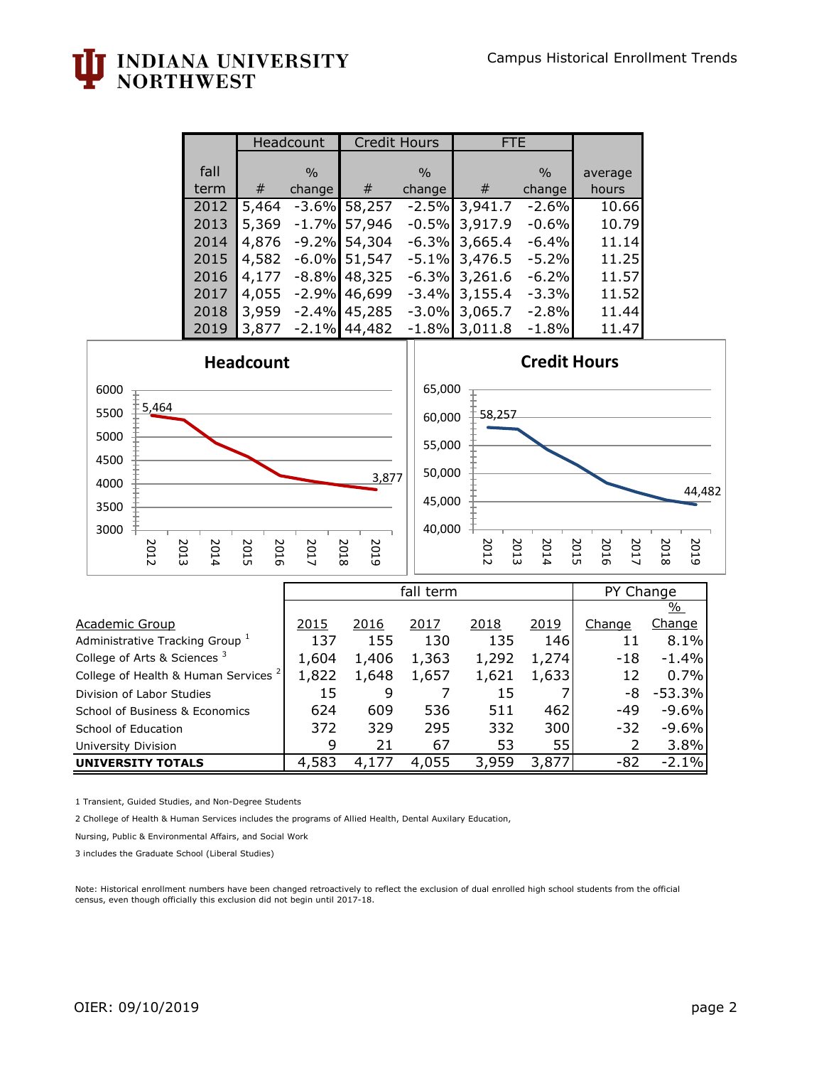# INDIANA UNIVERSITY NORTHWEST

Campus Historical Enrollment Trends

| fall term | Headcount | | Credit Hours | | FTE | | average hours |
|---|---|---|---|---|---|---|---|
| | # | % change | # | % change | # | % change | |
| 2012 | 5,464 | -3.6% | 58,257 | -2.5% | 3,941.7 | -2.6% | 10.66 |
| 2013 | 5,369 | -1.7% | 57,946 | -0.5% | 3,917.9 | -0.6% | 10.79 |
| 2014 | 4,876 | -9.2% | 54,304 | -6.3% | 3,665.4 | -6.4% | 11.14 |
| 2015 | 4,582 | -6.0% | 51,547 | -5.1% | 3,476.5 | -5.2% | 11.25 |
| 2016 | 4,177 | -8.8% | 48,325 | -6.3% | 3,261.6 | -6.2% | 11.57 |
| 2017 | 4,055 | -2.9% | 46,699 | -3.4% | 3,155.4 | -3.3% | 11.52 |
| 2018 | 3,959 | -2.4% | 45,285 | -3.0% | 3,065.7 | -2.8% | 11.44 |
| 2019 | 3,877 | -2.1% | 44,482 | -1.8% | 3,011.8 | -1.8% | 11.47 |

**Headcount**

6000
5500
5000
4500
4000
3500
3000

5,464
3,877

2012 2013 2014 2015 2016 2017 2018 2019

**Credit Hours**

65,000
60,000
55,000
50,000
45,000
40,000

58,257
44,482

2012 2013 2014 2015 2016 2017 2018 2019

| Academic Group | fall term 2015 | 2016 | 2017 | 2018 | 2019 | PY Change: Change | % Change |
|---|---|---|---|---|---|---|---|
| Administrative Tracking Group [1] | 137 | 155 | 130 | 135 | 146 | 11 | 8.1% |
| College of Arts & Sciences [3] | 1,604 | 1,406 | 1,363 | 1,292 | 1,274 | -18 | -1.4% |
| College of Health & Human Services [2] | 1,822 | 1,648 | 1,657 | 1,621 | 1,633 | 12 | 0.7% |
| Division of Labor Studies | 15 | 9 | 7 | 15 | 7 | -8 | -53.3% |
| School of Business & Economics | 624 | 609 | 536 | 511 | 462 | -49 | -9.6% |
| School of Education | 372 | 329 | 295 | 332 | 300 | -32 | -9.6% |
| University Division | 9 | 21 | 67 | 53 | 55 | 2 | 3.8% |
| **UNIVERSITY TOTALS** | 4,583 | 4,177 | 4,055 | 3,959 | 3,877 | -82 | -2.1% |

1 Transient, Guided Studies, and Non-Degree Students

2 Chollege of Health & Human Services includes the programs of Allied Health, Dental Auxilary Education, Nursing, Public & Environmental Affairs, and Social Work

3 includes the Graduate School (Liberal Studies)

Note: Historical enrollment numbers have been changed retroactively to reflect the exclusion of dual enrolled high school students from the official census, even though officially this exclusion did not begin until 2017-18.

OIER: 09/10/2019